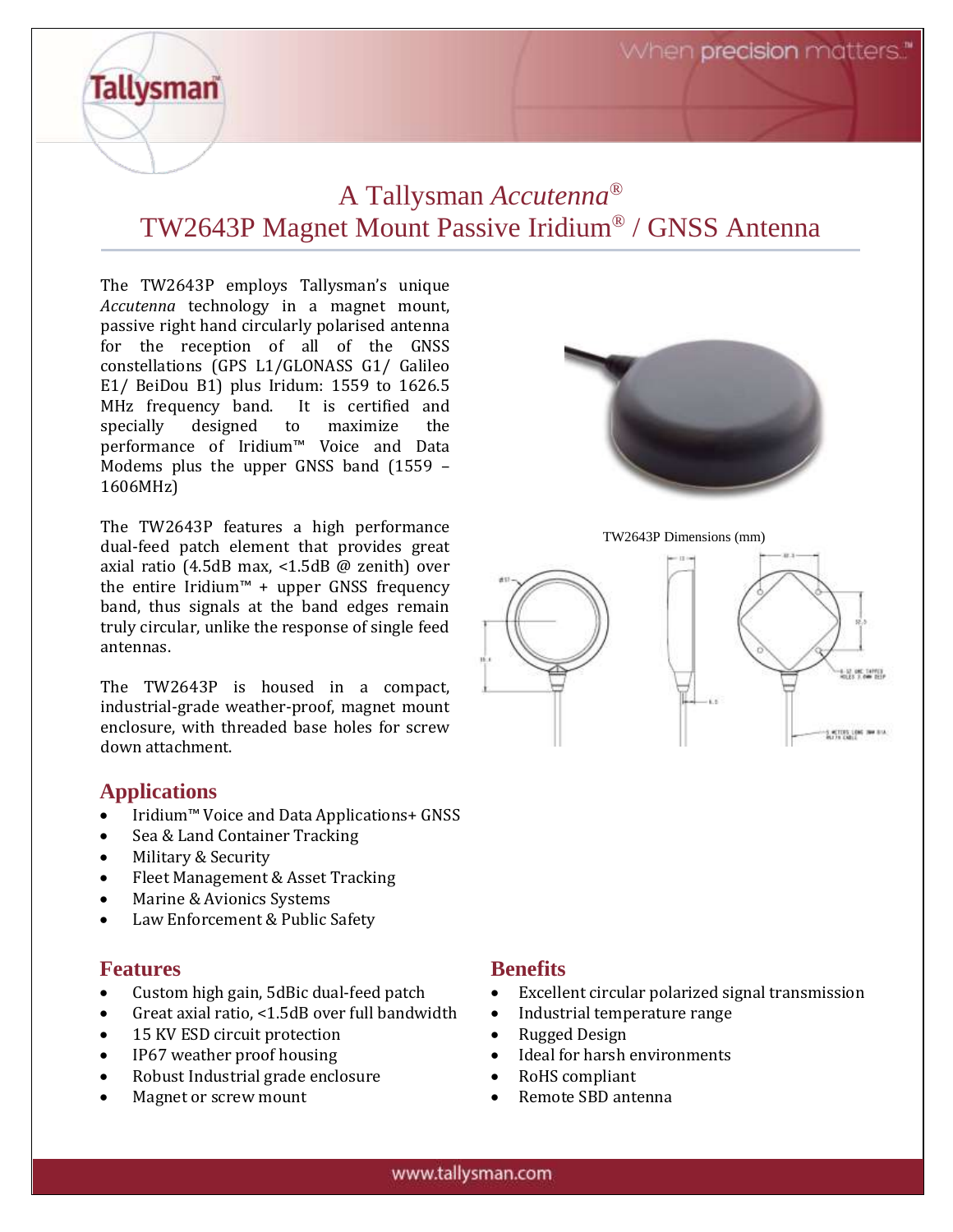# A Tallysman *Accutenna*®

# TW2643P Magnet Mount Passive Iridium® / GNSS Antenna

The TW2643P employs Tallysman's unique *Accutenna* technology in a magnet mount, passive right hand circularly polarised antenna for the reception of all of the GNSS constellations (GPS L1/GLONASS G1/ Galileo E1/ BeiDou B1) plus Iridum: 1559 to 1626.5 MHz frequency band. It is certified and specially designed to maximize the performance of Iridium™ Voice and Data Modems plus the upper GNSS band (1559 – 1606MHz)

The TW2643P features a high performance dual-feed patch element that provides great axial ratio (4.5dB max, <1.5dB @ zenith) over the entire Iridium™ + upper GNSS frequency band, thus signals at the band edges remain truly circular, unlike the response of single feed antennas.

The TW2643P is housed in a compact, industrial-grade weather-proof, magnet mount enclosure, with threaded base holes for screw down attachment.

TW2643P Dimensions (mm)

## Applications

- Iridium™ Voice and Data Applications+ GNSS
- Sea & Land Container Tracking
- Military & Security
- Fleet Management & Asset Tracking
- Marine & Avionics Systems
- Law Enforcement & Public Safety

## Features

- Custom high gain, 5dBic dual-feed patch
- Great axial ratio, <1.5dB over full bandwidth
- 15 KV ESD circuit protection
- IP67 weather proof housing
- Robust Industrial grade enclosure
- Magnet or screw mount

## Benefits

- Excellent circular polarized signal transmission
- Industrial temperature range
- Rugged Design
- Ideal for harsh environments
- RoHS compliant
- Remote SBD antenna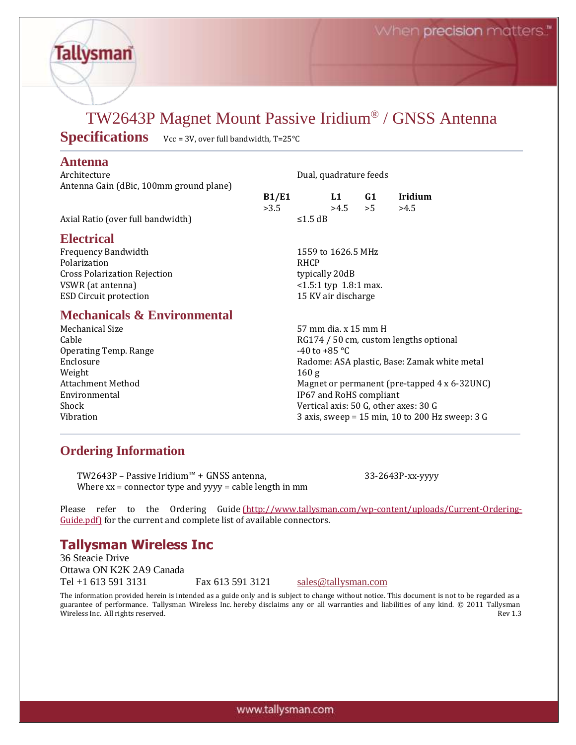# TW2643P Magnet Mount Passive Iridium® / GNSS Antenna

## Specifications

Vcc = 3V, over full bandwidth, T=25°C

### Antenna

| | | | | |
|---|---|---|---|---|
| Architecture | Dual, quadrature feeds | | | |
| Antenna Gain (dBic, 100mm ground plane) | | | | |
| | **B1/E1** | **L1** | **G1** | **Iridium** |
| | >3.5 | >4.5 | >5 | >4.5 |
| Axial Ratio (over full bandwidth) | ≤1.5 dB | | | |

### Electrical

| | |
|---|---|
| Frequency Bandwidth | 1559 to 1626.5 MHz |
| Polarization | RHCP |
| Cross Polarization Rejection | typically 20dB |
| VSWR (at antenna) | <1.5:1 typ 1.8:1 max. |
| ESD Circuit protection | 15 KV air discharge |

### Mechanicals & Environmental

| | |
|---|---|
| Mechanical Size | 57 mm dia. x 15 mm H |
| Cable | RG174 / 50 cm, custom lengths optional |
| Operating Temp. Range | -40 to +85 °C |
| Enclosure | Radome: ASA plastic, Base: Zamak white metal |
| Weight | 160 g |
| Attachment Method | Magnet or permanent (pre-tapped 4 x 6-32UNC) |
| Environmental | IP67 and RoHS compliant |
| Shock | Vertical axis: 50 G, other axes: 30 G |
| Vibration | 3 axis, sweep = 15 min, 10 to 200 Hz sweep: 3 G |

## Ordering Information

TW2643P – Passive Iridium™ + GNSS antenna, 33-2643P-xx-yyyy
Where xx = connector type and yyyy = cable length in mm

Please refer to the Ordering Guide (http://www.tallysman.com/wp-content/uploads/Current-Ordering-Guide.pdf) for the current and complete list of available connectors.

## Tallysman Wireless Inc

36 Steacie Drive
Ottawa ON K2K 2A9 Canada
Tel +1 613 591 3131 Fax 613 591 3121 sales@tallysman.com

The information provided herein is intended as a guide only and is subject to change without notice. This document is not to be regarded as a guarantee of performance. Tallysman Wireless Inc. hereby disclaims any or all warranties and liabilities of any kind. © 2011 Tallysman Wireless Inc. All rights reserved.

Rev 1.3